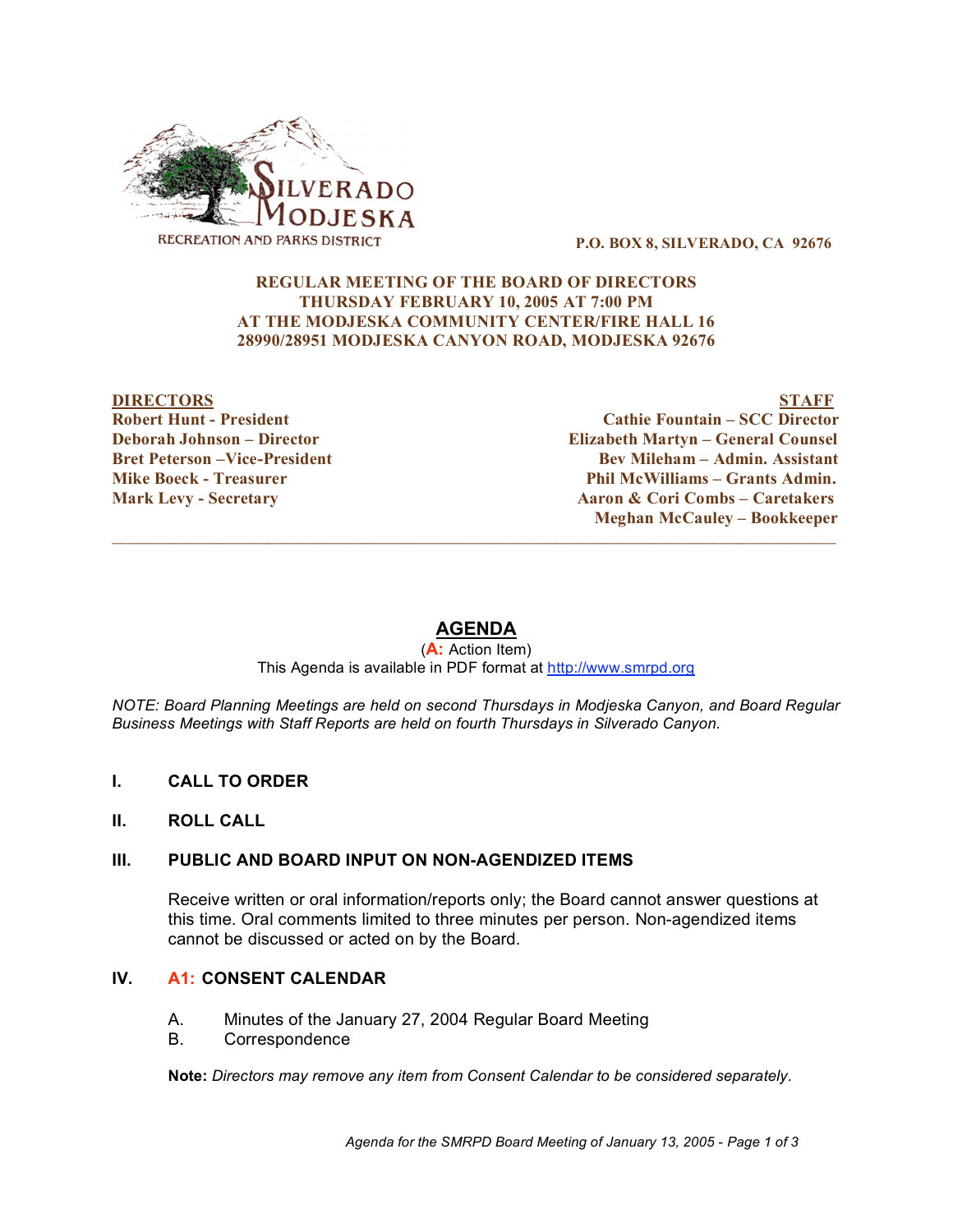SILVERADO MODJESKA
RECREATION AND PARKS DISTRICT

**P.O. BOX 8, SILVERADO, CA 92676**

**REGULAR MEETING OF THE BOARD OF DIRECTORS**
**THURSDAY FEBRUARY 10, 2005 AT 7:00 PM**
**AT THE MODJESKA COMMUNITY CENTER/FIRE HALL 16**
**28990/28951 MODJESKA CANYON ROAD, MODJESKA 92676**

**DIRECTORS**
**Robert Hunt - President**
**Deborah Johnson – Director**
**Bret Peterson –Vice-President**
**Mike Boeck - Treasurer**
**Mark Levy - Secretary**

**STAFF**
**Cathie Fountain – SCC Director**
**Elizabeth Martyn – General Counsel**
**Bev Mileham – Admin. Assistant**
**Phil McWilliams – Grants Admin.**
**Aaron & Cori Combs – Caretakers**
**Meghan McCauley – Bookkeeper**

---

## AGENDA

(**A:** Action Item)
This Agenda is available in PDF format at http://www.smrpd.org

*NOTE: Board Planning Meetings are held on second Thursdays in Modjeska Canyon, and Board Regular Business Meetings with Staff Reports are held on fourth Thursdays in Silverado Canyon.*

### I. CALL TO ORDER

### II. ROLL CALL

### III. PUBLIC AND BOARD INPUT ON NON-AGENDIZED ITEMS

Receive written or oral information/reports only; the Board cannot answer questions at this time. Oral comments limited to three minutes per person. Non-agendized items cannot be discussed or acted on by the Board.

### IV. A1: CONSENT CALENDAR

A. Minutes of the January 27, 2004 Regular Board Meeting
B. Correspondence

**Note:** *Directors may remove any item from Consent Calendar to be considered separately.*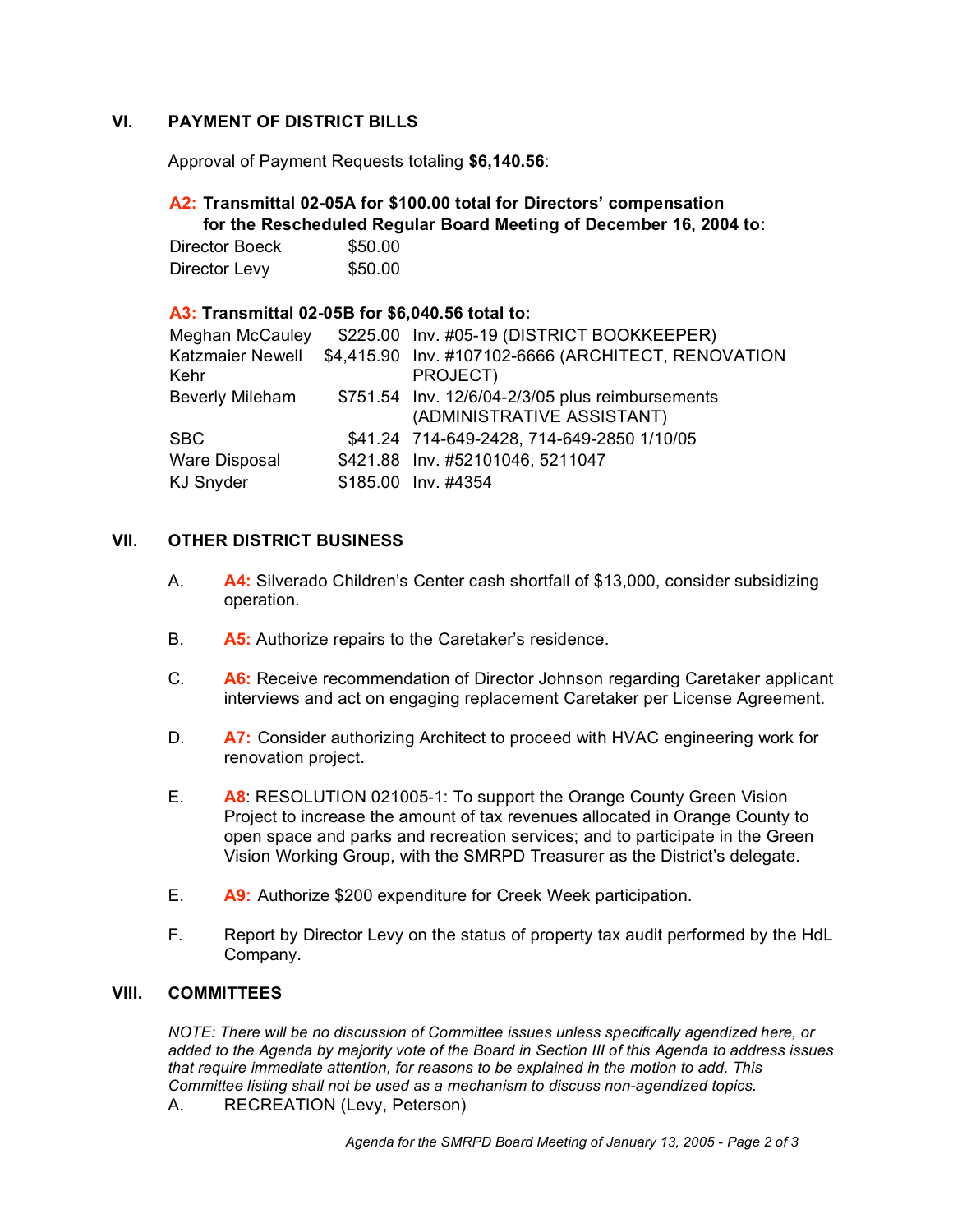## VI. PAYMENT OF DISTRICT BILLS

Approval of Payment Requests totaling **$6,140.56**:

**A2: Transmittal 02-05A for $100.00 total for Directors' compensation for the Rescheduled Regular Board Meeting of December 16, 2004 to:**

| | |
|---|---|
| Director Boeck | $50.00 |
| Director Levy | $50.00 |

**A3: Transmittal 02-05B for $6,040.56 total to:**

| | | |
|---|---|---|
| Meghan McCauley | $225.00 | Inv. #05-19 (DISTRICT BOOKKEEPER) |
| Katzmaier Newell Kehr | $4,415.90 | Inv. #107102-6666 (ARCHITECT, RENOVATION PROJECT) |
| Beverly Mileham | $751.54 | Inv. 12/6/04-2/3/05 plus reimbursements (ADMINISTRATIVE ASSISTANT) |
| SBC | $41.24 | 714-649-2428, 714-649-2850 1/10/05 |
| Ware Disposal | $421.88 | Inv. #52101046, 5211047 |
| KJ Snyder | $185.00 | Inv. #4354 |

## VII. OTHER DISTRICT BUSINESS

A. **A4:** Silverado Children's Center cash shortfall of $13,000, consider subsidizing operation.

B. **A5:** Authorize repairs to the Caretaker's residence.

C. **A6:** Receive recommendation of Director Johnson regarding Caretaker applicant interviews and act on engaging replacement Caretaker per License Agreement.

D. **A7:** Consider authorizing Architect to proceed with HVAC engineering work for renovation project.

E. **A8**: RESOLUTION 021005-1: To support the Orange County Green Vision Project to increase the amount of tax revenues allocated in Orange County to open space and parks and recreation services; and to participate in the Green Vision Working Group, with the SMRPD Treasurer as the District's delegate.

E. **A9:** Authorize $200 expenditure for Creek Week participation.

F. Report by Director Levy on the status of property tax audit performed by the HdL Company.

## VIII. COMMITTEES

*NOTE: There will be no discussion of Committee issues unless specifically agendized here, or added to the Agenda by majority vote of the Board in Section III of this Agenda to address issues that require immediate attention, for reasons to be explained in the motion to add. This Committee listing shall not be used as a mechanism to discuss non-agendized topics.*

A. RECREATION (Levy, Peterson)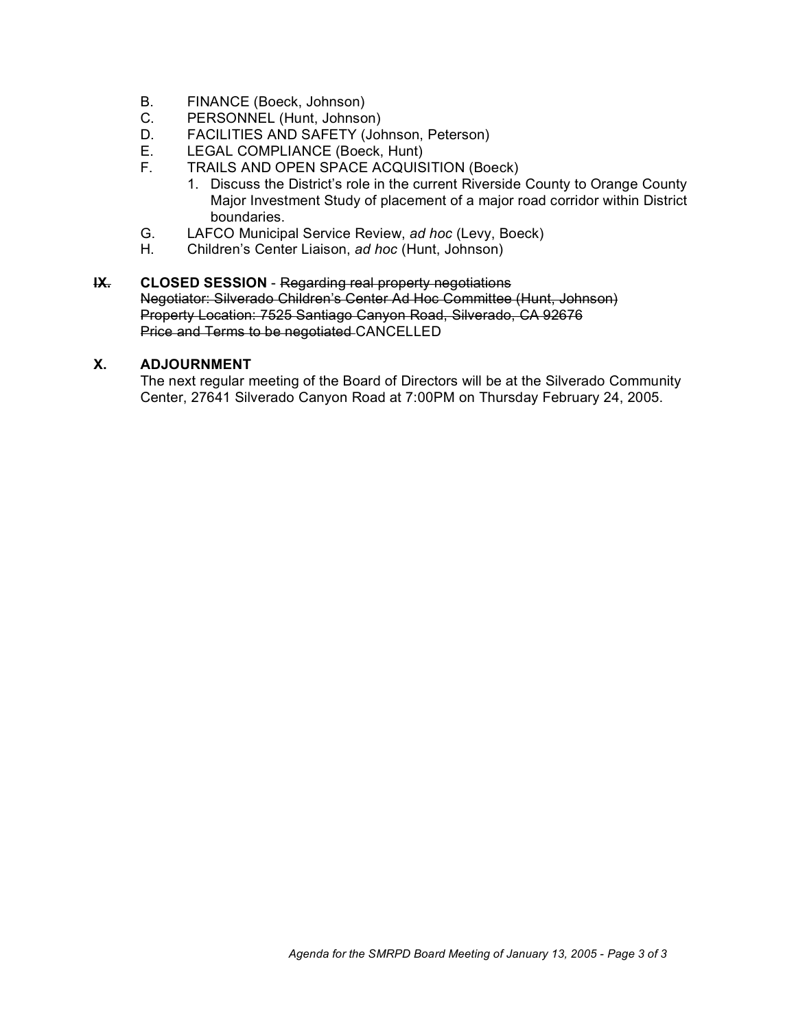B. FINANCE (Boeck, Johnson)
C. PERSONNEL (Hunt, Johnson)
D. FACILITIES AND SAFETY (Johnson, Peterson)
E. LEGAL COMPLIANCE (Boeck, Hunt)
F. TRAILS AND OPEN SPACE ACQUISITION (Boeck)
   1. Discuss the District's role in the current Riverside County to Orange County Major Investment Study of placement of a major road corridor within District boundaries.
G. LAFCO Municipal Service Review, *ad hoc* (Levy, Boeck)
H. Children's Center Liaison, *ad hoc* (Hunt, Johnson)

**~~IX.~~ CLOSED SESSION** - ~~Regarding real property negotiations~~
~~Negotiator: Silverado Children's Center Ad Hoc Committee (Hunt, Johnson)~~
~~Property Location: 7525 Santiago Canyon Road, Silverado, CA 92676~~
~~Price and Terms to be negotiated~~ CANCELLED

**X. ADJOURNMENT**

The next regular meeting of the Board of Directors will be at the Silverado Community Center, 27641 Silverado Canyon Road at 7:00PM on Thursday February 24, 2005.